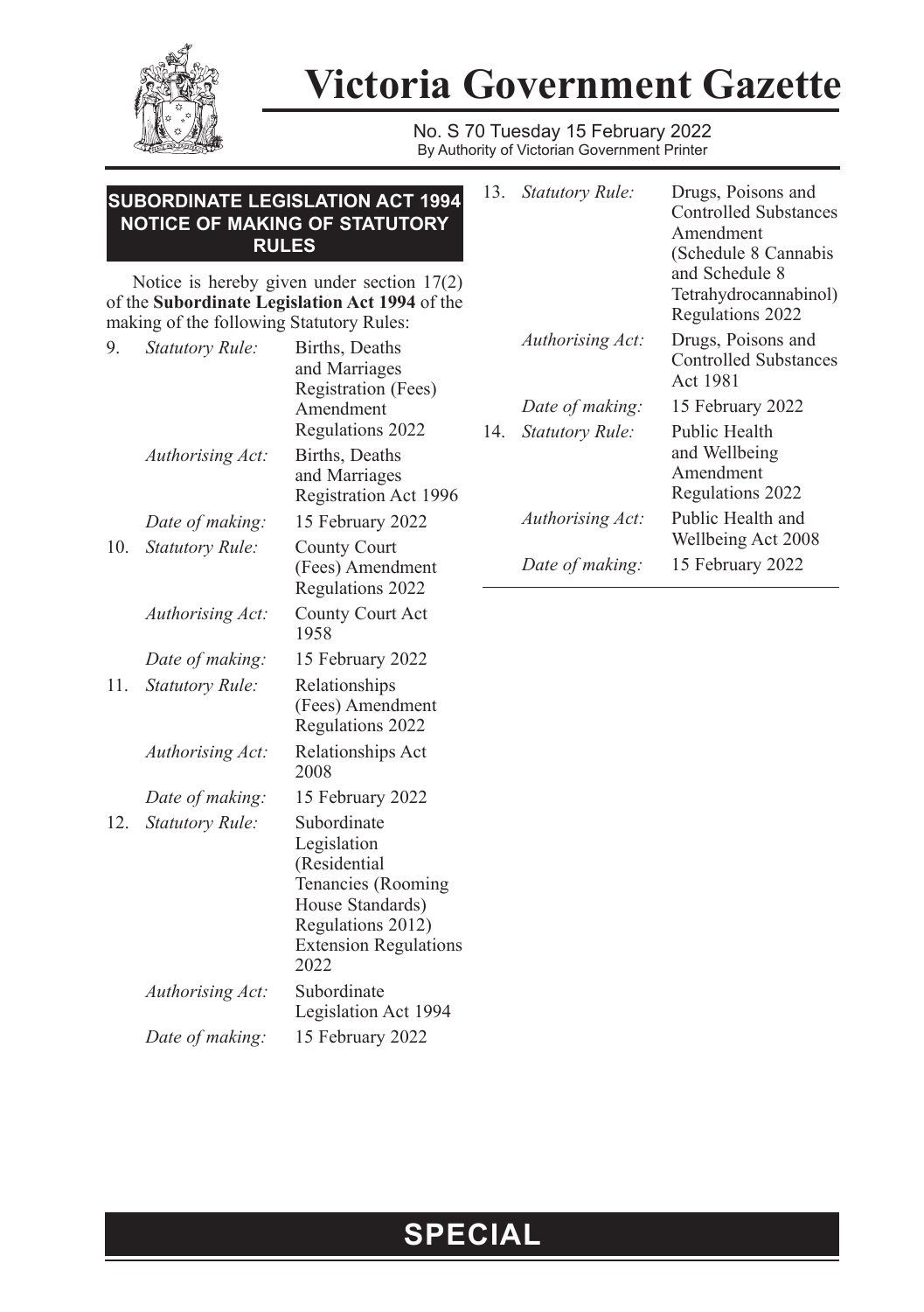# Victoria Government Gazette

No. S 70 Tuesday 15 February 2022
By Authority of Victorian Government Printer

## SUBORDINATE LEGISLATION ACT 1994 NOTICE OF MAKING OF STATUTORY RULES

Notice is hereby given under section 17(2) of the **Subordinate Legislation Act 1994** of the making of the following Statutory Rules:

9. *Statutory Rule:* Births, Deaths and Marriages Registration (Fees) Amendment Regulations 2022
   *Authorising Act:* Births, Deaths and Marriages Registration Act 1996
   *Date of making:* 15 February 2022

10. *Statutory Rule:* County Court (Fees) Amendment Regulations 2022
    *Authorising Act:* County Court Act 1958
    *Date of making:* 15 February 2022

11. *Statutory Rule:* Relationships (Fees) Amendment Regulations 2022
    *Authorising Act:* Relationships Act 2008
    *Date of making:* 15 February 2022

12. *Statutory Rule:* Subordinate Legislation (Residential Tenancies (Rooming House Standards) Regulations 2012) Extension Regulations 2022
    *Authorising Act:* Subordinate Legislation Act 1994
    *Date of making:* 15 February 2022

13. *Statutory Rule:* Drugs, Poisons and Controlled Substances Amendment (Schedule 8 Cannabis and Schedule 8 Tetrahydrocannabinol) Regulations 2022
    *Authorising Act:* Drugs, Poisons and Controlled Substances Act 1981
    *Date of making:* 15 February 2022

14. *Statutory Rule:* Public Health and Wellbeing Amendment Regulations 2022
    *Authorising Act:* Public Health and Wellbeing Act 2008
    *Date of making:* 15 February 2022

**SPECIAL**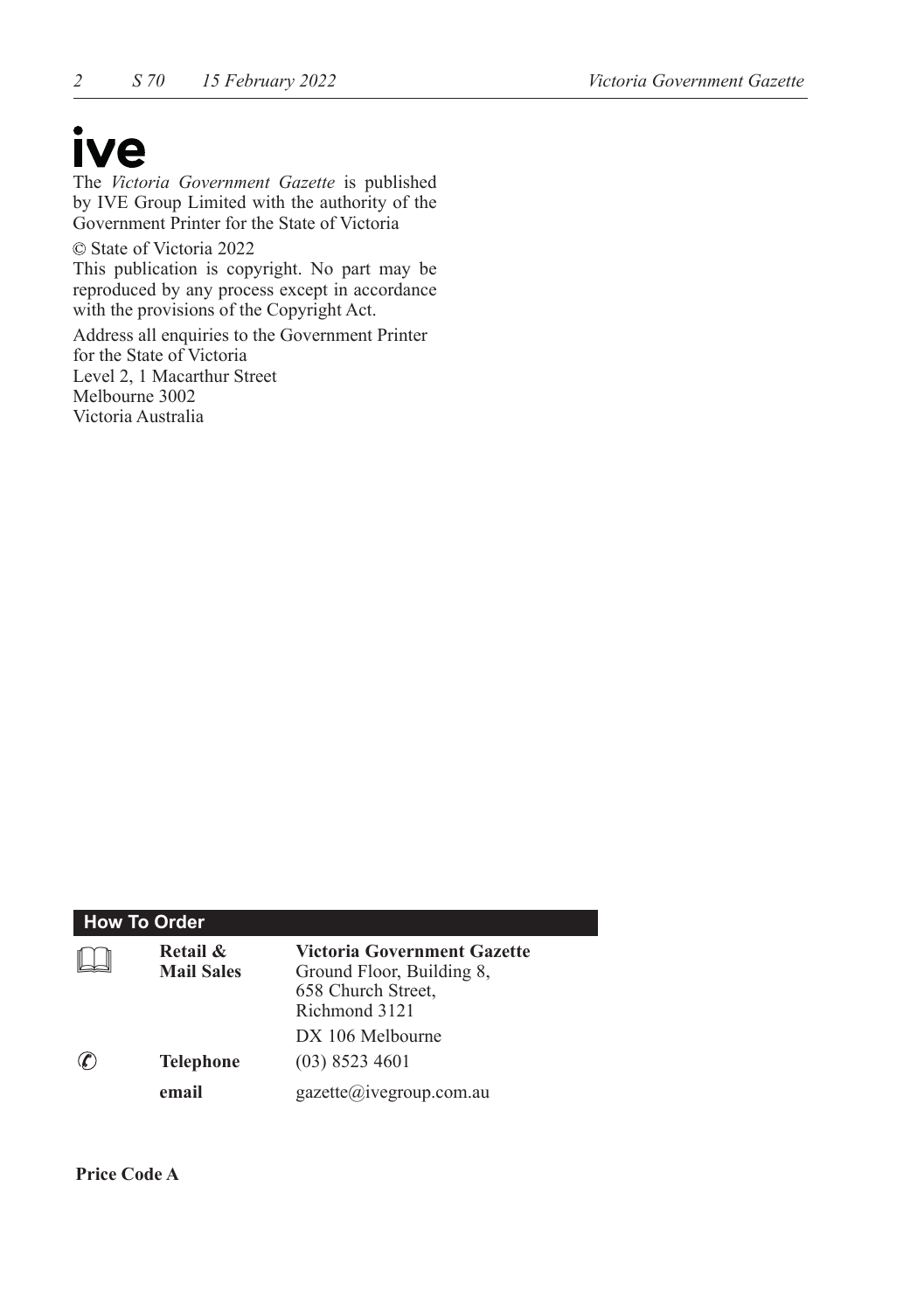ive

The *Victoria Government Gazette* is published by IVE Group Limited with the authority of the Government Printer for the State of Victoria

© State of Victoria 2022

This publication is copyright. No part may be reproduced by any process except in accordance with the provisions of the Copyright Act.

Address all enquiries to the Government Printer for the State of Victoria
Level 2, 1 Macarthur Street
Melbourne 3002
Victoria Australia

## How To Order

| | | |
|---|---|---|
| | **Retail & Mail Sales** | **Victoria Government Gazette**<br>Ground Floor, Building 8,<br>658 Church Street,<br>Richmond 3121<br>DX 106 Melbourne |
| | **Telephone** | (03) 8523 4601 |
| | **email** | gazette@ivegroup.com.au |

**Price Code A**